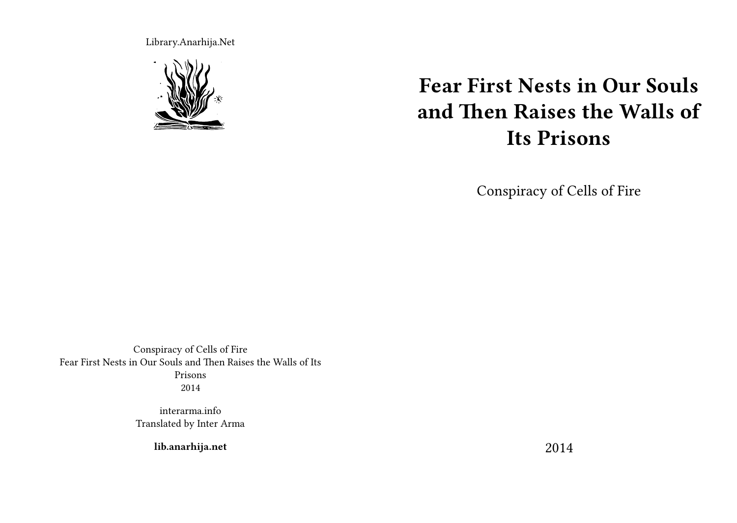Library.Anarhija.Net

# Fear First Nests in Our Souls and Then Raises the Walls of Its Prisons

Conspiracy of Cells of Fire

2014

Conspiracy of Cells of Fire
Fear First Nests in Our Souls and Then Raises the Walls of Its Prisons
2014

interarma.info
Translated by Inter Arma

**lib.anarhija.net**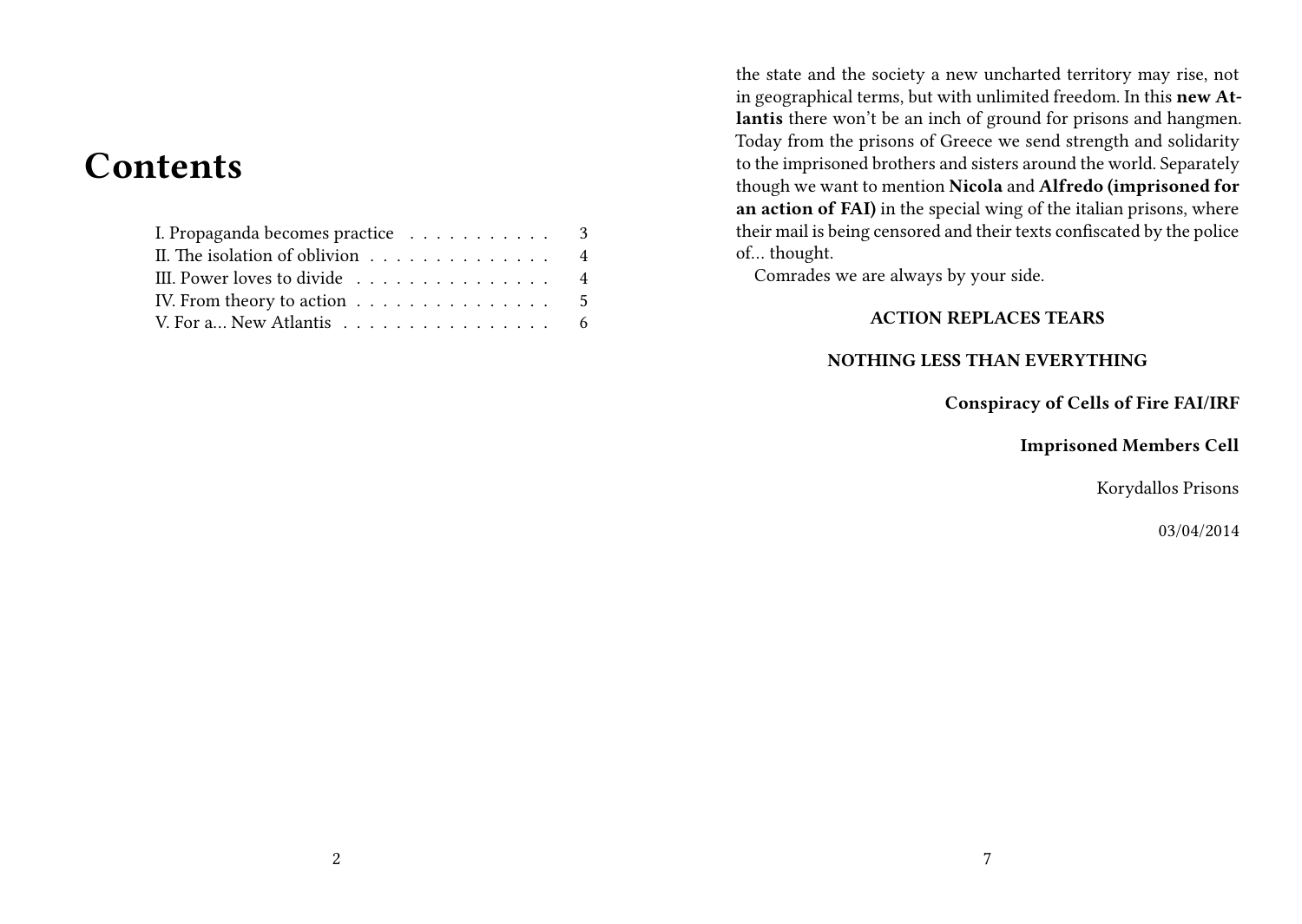# Contents

I. Propaganda becomes practice . . . . . . . . . . . 3
II. The isolation of oblivion . . . . . . . . . . . . . . 4
III. Power loves to divide . . . . . . . . . . . . . . . 4
IV. From theory to action . . . . . . . . . . . . . . . 5
V. For a… New Atlantis . . . . . . . . . . . . . . . . 6

the state and the society a new uncharted territory may rise, not in geographical terms, but with unlimited freedom. In this **new Atlantis** there won't be an inch of ground for prisons and hangmen. Today from the prisons of Greece we send strength and solidarity to the imprisoned brothers and sisters around the world. Separately though we want to mention **Nicola** and **Alfredo (imprisoned for an action of FAI)** in the special wing of the italian prisons, where their mail is being censored and their texts confiscated by the police of… thought.

Comrades we are always by your side.

**ACTION REPLACES TEARS**

**NOTHING LESS THAN EVERYTHING**

**Conspiracy of Cells of Fire FAI/IRF**

**Imprisoned Members Cell**

Korydallos Prisons

03/04/2014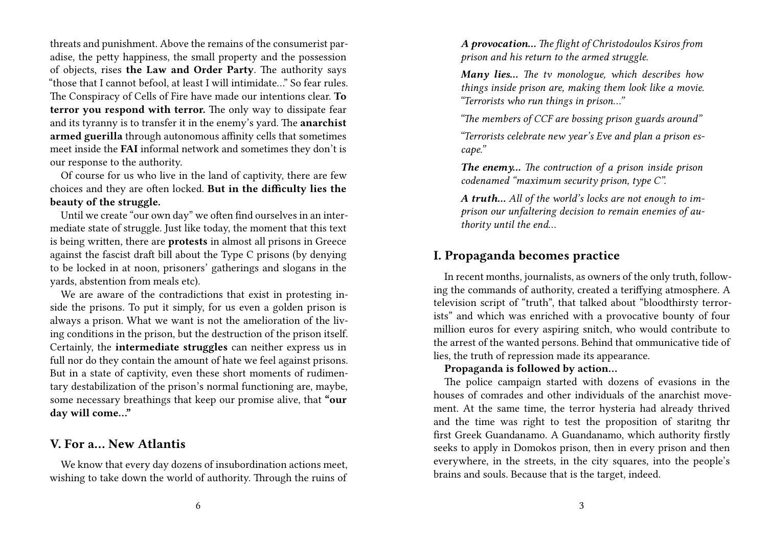threats and punishment. Above the remains of the consumerist paradise, the petty happiness, the small property and the possession of objects, rises **the Law and Order Party**. The authority says "those that I cannot befool, at least I will intimidate…" So fear rules. The Conspiracy of Cells of Fire have made our intentions clear. **To terror you respond with terror.** The only way to dissipate fear and its tyranny is to transfer it in the enemy's yard. The **anarchist armed guerilla** through autonomous affinity cells that sometimes meet inside the **FAI** informal network and sometimes they don't is our response to the authority.

Of course for us who live in the land of captivity, there are few choices and they are often locked. **But in the difficulty lies the beauty of the struggle.**

Until we create "our own day" we often find ourselves in an intermediate state of struggle. Just like today, the moment that this text is being written, there are **protests** in almost all prisons in Greece against the fascist draft bill about the Type C prisons (by denying to be locked in at noon, prisoners' gatherings and slogans in the yards, abstention from meals etc).

We are aware of the contradictions that exist in protesting inside the prisons. To put it simply, for us even a golden prison is always a prison. What we want is not the amelioration of the living conditions in the prison, but the destruction of the prison itself. Certainly, the **intermediate struggles** can neither express us in full nor do they contain the amount of hate we feel against prisons. But in a state of captivity, even these short moments of rudimentary destabilization of the prison's normal functioning are, maybe, some necessary breathings that keep our promise alive, that **"our day will come…"**

## V. For a… New Atlantis

We know that every day dozens of insubordination actions meet, wishing to take down the world of authority. Through the ruins of

***A provocation…*** *The flight of Christodoulos Ksiros from prison and his return to the armed struggle.*

***Many lies…*** *The tv monologue, which describes how things inside prison are, making them look like a movie. "Terrorists who run things in prison…"*

*"The members of CCF are bossing prison guards around"*

*"Terrorists celebrate new year's Eve and plan a prison escape."*

***The enemy…*** *The contruction of a prison inside prison codenamed "maximum security prison, type C".*

***A truth…*** *All of the world's locks are not enough to imprison our unfaltering decision to remain enemies of authority until the end…*

## I. Propaganda becomes practice

In recent months, journalists, as owners of the only truth, following the commands of authority, created a teriffying atmosphere. A television script of "truth", that talked about "bloodthirsty terrorists" and which was enriched with a provocative bounty of four million euros for every aspiring snitch, who would contribute to the arrest of the wanted persons. Behind that ommunicative tide of lies, the truth of repression made its appearance.

**Propaganda is followed by action…**

The police campaign started with dozens of evasions in the houses of comrades and other individuals of the anarchist movement. At the same time, the terror hysteria had already thrived and the time was right to test the proposition of staritng thr first Greek Guandanamo. A Guandanamo, which authority firstly seeks to apply in Domokos prison, then in every prison and then everywhere, in the streets, in the city squares, into the people's brains and souls. Because that is the target, indeed.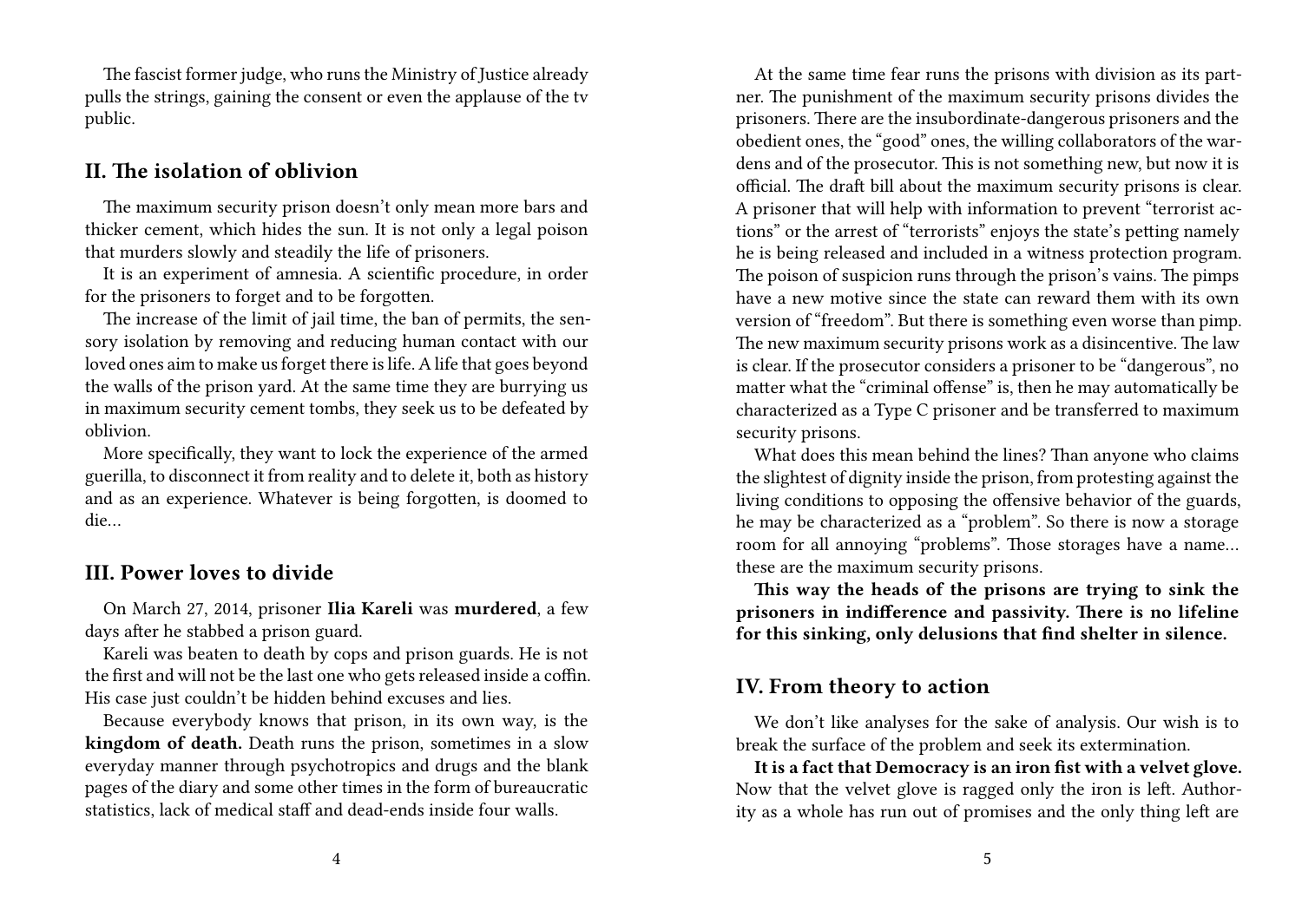The fascist former judge, who runs the Ministry of Justice already pulls the strings, gaining the consent or even the applause of the tv public.

## II. The isolation of oblivion

The maximum security prison doesn't only mean more bars and thicker cement, which hides the sun. It is not only a legal poison that murders slowly and steadily the life of prisoners.

It is an experiment of amnesia. A scientific procedure, in order for the prisoners to forget and to be forgotten.

The increase of the limit of jail time, the ban of permits, the sensory isolation by removing and reducing human contact with our loved ones aim to make us forget there is life. A life that goes beyond the walls of the prison yard. At the same time they are burrying us in maximum security cement tombs, they seek us to be defeated by oblivion.

More specifically, they want to lock the experience of the armed guerilla, to disconnect it from reality and to delete it, both as history and as an experience. Whatever is being forgotten, is doomed to die…

## III. Power loves to divide

On March 27, 2014, prisoner **Ilia Kareli** was **murdered**, a few days after he stabbed a prison guard.

Kareli was beaten to death by cops and prison guards. He is not the first and will not be the last one who gets released inside a coffin. His case just couldn't be hidden behind excuses and lies.

Because everybody knows that prison, in its own way, is the **kingdom of death.** Death runs the prison, sometimes in a slow everyday manner through psychotropics and drugs and the blank pages of the diary and some other times in the form of bureaucratic statistics, lack of medical staff and dead-ends inside four walls.

At the same time fear runs the prisons with division as its partner. The punishment of the maximum security prisons divides the prisoners. There are the insubordinate-dangerous prisoners and the obedient ones, the "good" ones, the willing collaborators of the wardens and of the prosecutor. This is not something new, but now it is official. The draft bill about the maximum security prisons is clear. A prisoner that will help with information to prevent "terrorist actions" or the arrest of "terrorists" enjoys the state's petting namely he is being released and included in a witness protection program. The poison of suspicion runs through the prison's vains. The pimps have a new motive since the state can reward them with its own version of "freedom". But there is something even worse than pimp. The new maximum security prisons work as a disincentive. The law is clear. If the prosecutor considers a prisoner to be "dangerous", no matter what the "criminal offense" is, then he may automatically be characterized as a Type C prisoner and be transferred to maximum security prisons.

What does this mean behind the lines? Than anyone who claims the slightest of dignity inside the prison, from protesting against the living conditions to opposing the offensive behavior of the guards, he may be characterized as a "problem". So there is now a storage room for all annoying "problems". Those storages have a name… these are the maximum security prisons.

**This way the heads of the prisons are trying to sink the prisoners in indifference and passivity. There is no lifeline for this sinking, only delusions that find shelter in silence.**

## IV. From theory to action

We don't like analyses for the sake of analysis. Our wish is to break the surface of the problem and seek its extermination.

**It is a fact that Democracy is an iron fist with a velvet glove.** Now that the velvet glove is ragged only the iron is left. Authority as a whole has run out of promises and the only thing left are